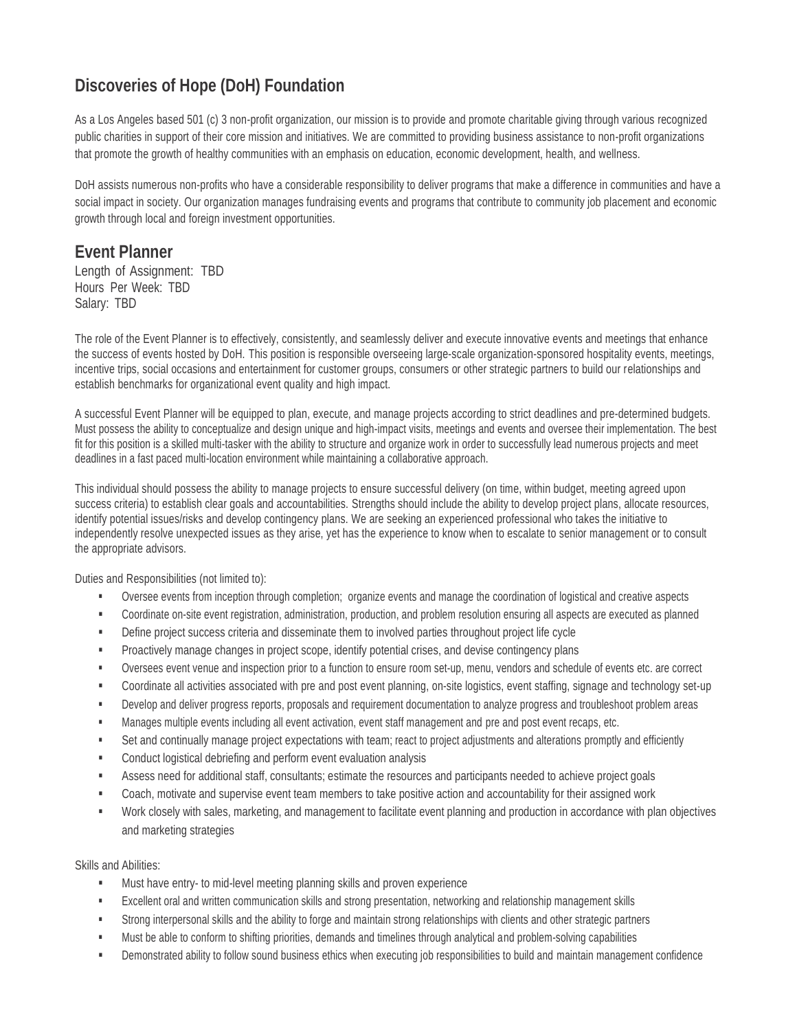## Discoveries of Hope (DoH) Foundation

As a Los Angeles based 501 (c) 3 non-profit organization, our mission is to provide and promote charitable giving through various recognized public charities in support of their core mission and initiatives. We are committed to providing business assistance to non-profit organizations that promote the growth of healthy communities with an emphasis on education, economic development, health, and wellness.

DoH assists numerous non-profits who have a considerable responsibility to deliver programs that make a difference in communities and have a social impact in society. Our organization manages fundraising events and programs that contribute to community job placement and economic growth through local and foreign investment opportunities.

## Event Planner

Length of Assignment: TBD
Hours Per Week: TBD
Salary: TBD

The role of the Event Planner is to effectively, consistently, and seamlessly deliver and execute innovative events and meetings that enhance the success of events hosted by DoH. This position is responsible overseeing large-scale organization-sponsored hospitality events, meetings, incentive trips, social occasions and entertainment for customer groups, consumers or other strategic partners to build our relationships and establish benchmarks for organizational event quality and high impact.

A successful Event Planner will be equipped to plan, execute, and manage projects according to strict deadlines and pre-determined budgets. Must possess the ability to conceptualize and design unique and high-impact visits, meetings and events and oversee their implementation. The best fit for this position is a skilled multi-tasker with the ability to structure and organize work in order to successfully lead numerous projects and meet deadlines in a fast paced multi-location environment while maintaining a collaborative approach.

This individual should possess the ability to manage projects to ensure successful delivery (on time, within budget, meeting agreed upon success criteria) to establish clear goals and accountabilities. Strengths should include the ability to develop project plans, allocate resources, identify potential issues/risks and develop contingency plans. We are seeking an experienced professional who takes the initiative to independently resolve unexpected issues as they arise, yet has the experience to know when to escalate to senior management or to consult the appropriate advisors.

Duties and Responsibilities (not limited to):

- Oversee events from inception through completion; organize events and manage the coordination of logistical and creative aspects
- Coordinate on-site event registration, administration, production, and problem resolution ensuring all aspects are executed as planned
- Define project success criteria and disseminate them to involved parties throughout project life cycle
- Proactively manage changes in project scope, identify potential crises, and devise contingency plans
- Oversees event venue and inspection prior to a function to ensure room set-up, menu, vendors and schedule of events etc. are correct
- Coordinate all activities associated with pre and post event planning, on-site logistics, event staffing, signage and technology set-up
- Develop and deliver progress reports, proposals and requirement documentation to analyze progress and troubleshoot problem areas
- Manages multiple events including all event activation, event staff management and pre and post event recaps, etc.
- Set and continually manage project expectations with team; react to project adjustments and alterations promptly and efficiently
- Conduct logistical debriefing and perform event evaluation analysis
- Assess need for additional staff, consultants; estimate the resources and participants needed to achieve project goals
- Coach, motivate and supervise event team members to take positive action and accountability for their assigned work
- Work closely with sales, marketing, and management to facilitate event planning and production in accordance with plan objectives and marketing strategies

Skills and Abilities:

- Must have entry- to mid-level meeting planning skills and proven experience
- Excellent oral and written communication skills and strong presentation, networking and relationship management skills
- Strong interpersonal skills and the ability to forge and maintain strong relationships with clients and other strategic partners
- Must be able to conform to shifting priorities, demands and timelines through analytical and problem-solving capabilities
- Demonstrated ability to follow sound business ethics when executing job responsibilities to build and maintain management confidence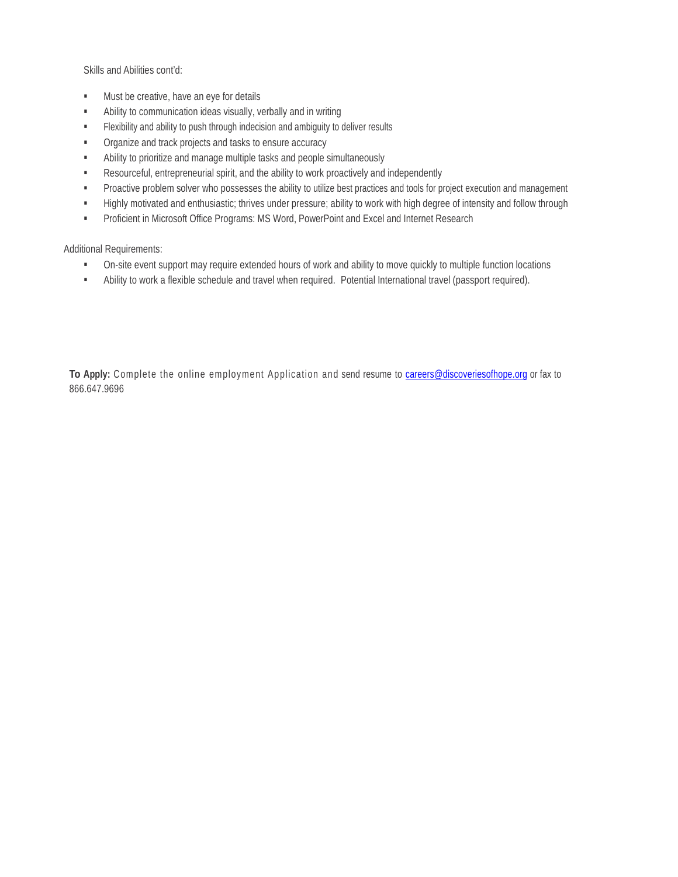Skills and Abilities cont'd:

- Must be creative, have an eye for details
- Ability to communication ideas visually, verbally and in writing
- Flexibility and ability to push through indecision and ambiguity to deliver results
- Organize and track projects and tasks to ensure accuracy
- Ability to prioritize and manage multiple tasks and people simultaneously
- Resourceful, entrepreneurial spirit, and the ability to work proactively and independently
- Proactive problem solver who possesses the ability to utilize best practices and tools for project execution and management
- Highly motivated and enthusiastic; thrives under pressure; ability to work with high degree of intensity and follow through
- Proficient in Microsoft Office Programs: MS Word, PowerPoint and Excel and Internet Research

Additional Requirements:

- On-site event support may require extended hours of work and ability to move quickly to multiple function locations
- Ability to work a flexible schedule and travel when required. Potential International travel (passport required).

**To Apply:** Complete the online employment Application and send resume to careers@discoveriesofhope.org or fax to 866.647.9696